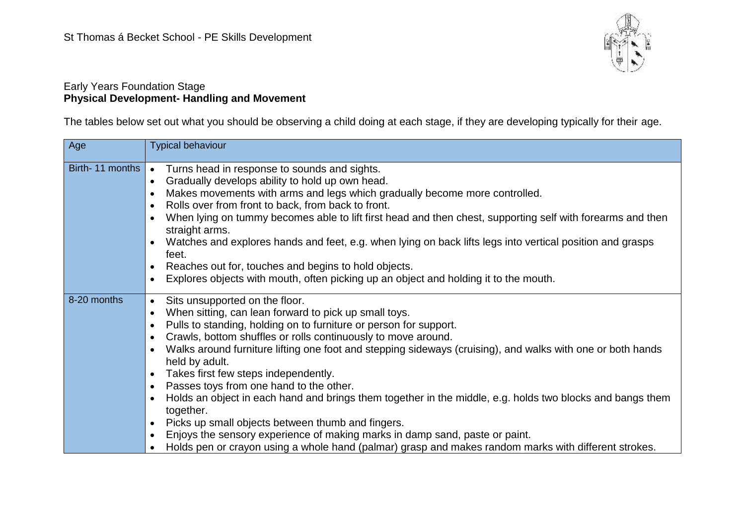St Thomas á Becket School - PE Skills Development

Early Years Foundation Stage
**Physical Development- Handling and Movement**

The tables below set out what you should be observing a child doing at each stage, if they are developing typically for their age.

| Age | Typical behaviour |
|---|---|
| Birth- 11 months | • Turns head in response to sounds and sights.<br>• Gradually develops ability to hold up own head.<br>• Makes movements with arms and legs which gradually become more controlled.<br>• Rolls over from front to back, from back to front.<br>• When lying on tummy becomes able to lift first head and then chest, supporting self with forearms and then straight arms.<br>• Watches and explores hands and feet, e.g. when lying on back lifts legs into vertical position and grasps feet.<br>• Reaches out for, touches and begins to hold objects.<br>• Explores objects with mouth, often picking up an object and holding it to the mouth. |
| 8-20 months | • Sits unsupported on the floor.<br>• When sitting, can lean forward to pick up small toys.<br>• Pulls to standing, holding on to furniture or person for support.<br>• Crawls, bottom shuffles or rolls continuously to move around.<br>• Walks around furniture lifting one foot and stepping sideways (cruising), and walks with one or both hands held by adult.<br>• Takes first few steps independently.<br>• Passes toys from one hand to the other.<br>• Holds an object in each hand and brings them together in the middle, e.g. holds two blocks and bangs them together.<br>• Picks up small objects between thumb and fingers.<br>• Enjoys the sensory experience of making marks in damp sand, paste or paint.<br>• Holds pen or crayon using a whole hand (palmar) grasp and makes random marks with different strokes. |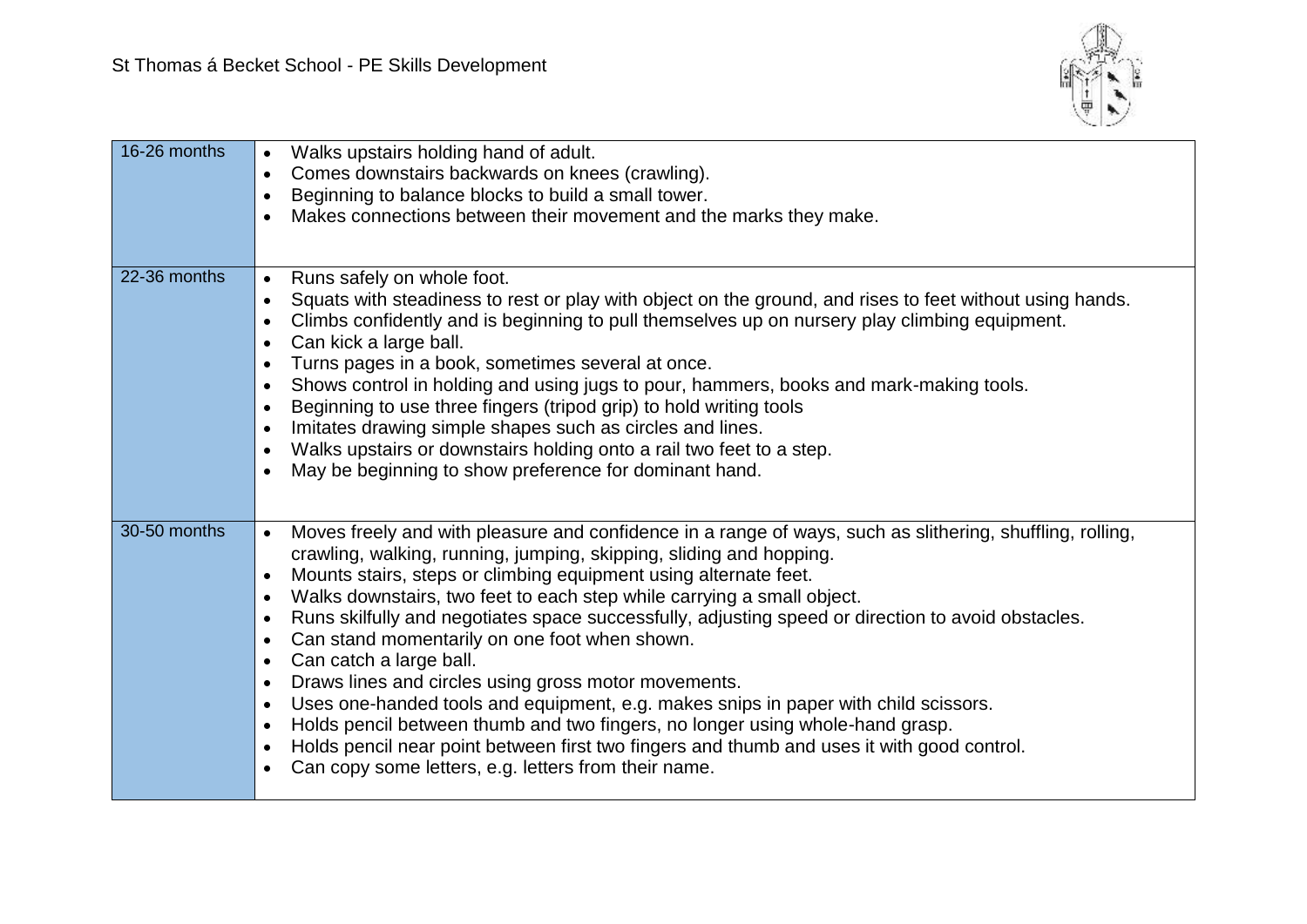| | |
|---|---|
| 16-26 months | • Walks upstairs holding hand of adult.<br>• Comes downstairs backwards on knees (crawling).<br>• Beginning to balance blocks to build a small tower.<br>• Makes connections between their movement and the marks they make. |
| 22-36 months | • Runs safely on whole foot.<br>• Squats with steadiness to rest or play with object on the ground, and rises to feet without using hands.<br>• Climbs confidently and is beginning to pull themselves up on nursery play climbing equipment.<br>• Can kick a large ball.<br>• Turns pages in a book, sometimes several at once.<br>• Shows control in holding and using jugs to pour, hammers, books and mark-making tools.<br>• Beginning to use three fingers (tripod grip) to hold writing tools<br>• Imitates drawing simple shapes such as circles and lines.<br>• Walks upstairs or downstairs holding onto a rail two feet to a step.<br>• May be beginning to show preference for dominant hand. |
| 30-50 months | • Moves freely and with pleasure and confidence in a range of ways, such as slithering, shuffling, rolling, crawling, walking, running, jumping, skipping, sliding and hopping.<br>• Mounts stairs, steps or climbing equipment using alternate feet.<br>• Walks downstairs, two feet to each step while carrying a small object.<br>• Runs skilfully and negotiates space successfully, adjusting speed or direction to avoid obstacles.<br>• Can stand momentarily on one foot when shown.<br>• Can catch a large ball.<br>• Draws lines and circles using gross motor movements.<br>• Uses one-handed tools and equipment, e.g. makes snips in paper with child scissors.<br>• Holds pencil between thumb and two fingers, no longer using whole-hand grasp.<br>• Holds pencil near point between first two fingers and thumb and uses it with good control.<br>• Can copy some letters, e.g. letters from their name. |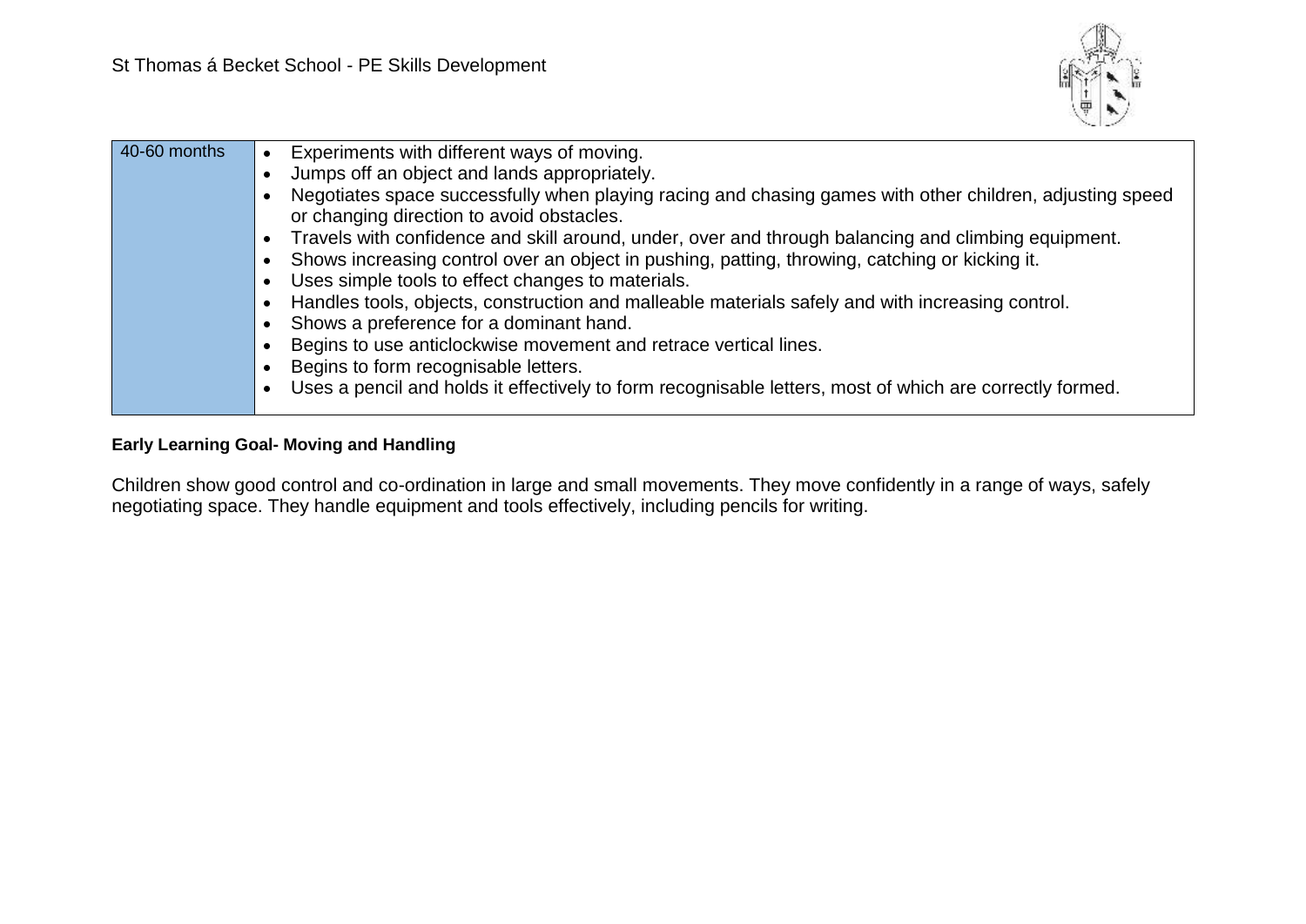| 40-60 months | • Experiments with different ways of moving.<br>• Jumps off an object and lands appropriately.<br>• Negotiates space successfully when playing racing and chasing games with other children, adjusting speed or changing direction to avoid obstacles.<br>• Travels with confidence and skill around, under, over and through balancing and climbing equipment.<br>• Shows increasing control over an object in pushing, patting, throwing, catching or kicking it.<br>• Uses simple tools to effect changes to materials.<br>• Handles tools, objects, construction and malleable materials safely and with increasing control.<br>• Shows a preference for a dominant hand.<br>• Begins to use anticlockwise movement and retrace vertical lines.<br>• Begins to form recognisable letters.<br>• Uses a pencil and holds it effectively to form recognisable letters, most of which are correctly formed. |
|---|---|

**Early Learning Goal- Moving and Handling**

Children show good control and co-ordination in large and small movements. They move confidently in a range of ways, safely negotiating space. They handle equipment and tools effectively, including pencils for writing.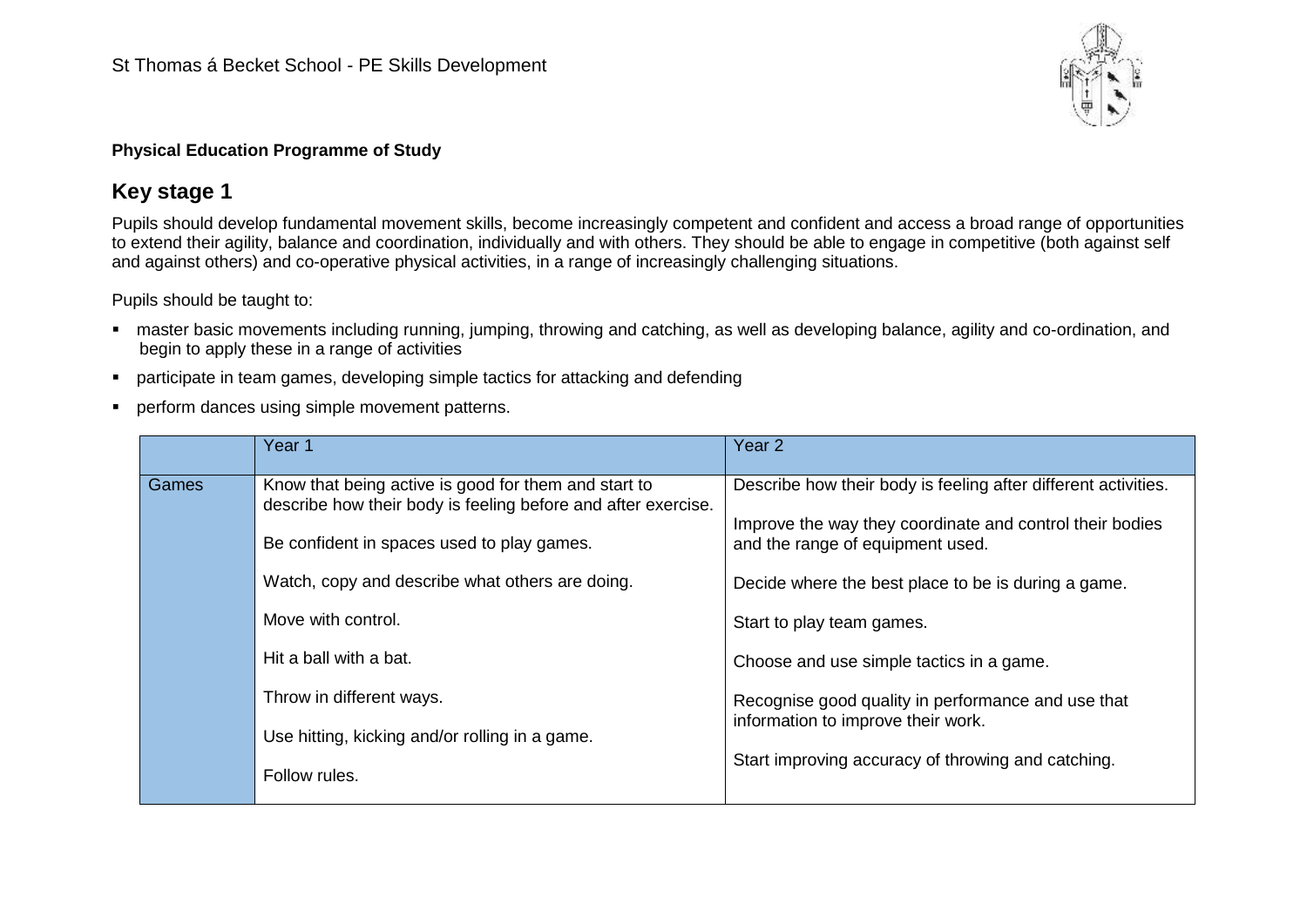**Physical Education Programme of Study**

## Key stage 1

Pupils should develop fundamental movement skills, become increasingly competent and confident and access a broad range of opportunities to extend their agility, balance and coordination, individually and with others. They should be able to engage in competitive (both against self and against others) and co-operative physical activities, in a range of increasingly challenging situations.

Pupils should be taught to:

- master basic movements including running, jumping, throwing and catching, as well as developing balance, agility and co-ordination, and begin to apply these in a range of activities
- participate in team games, developing simple tactics for attacking and defending
- perform dances using simple movement patterns.

| | Year 1 | Year 2 |
|---|---|---|
| Games | Know that being active is good for them and start to describe how their body is feeling before and after exercise.<br><br>Be confident in spaces used to play games.<br><br>Watch, copy and describe what others are doing.<br><br>Move with control.<br><br>Hit a ball with a bat.<br><br>Throw in different ways.<br><br>Use hitting, kicking and/or rolling in a game.<br><br>Follow rules. | Describe how their body is feeling after different activities.<br><br>Improve the way they coordinate and control their bodies and the range of equipment used.<br><br>Decide where the best place to be is during a game.<br><br>Start to play team games.<br><br>Choose and use simple tactics in a game.<br><br>Recognise good quality in performance and use that information to improve their work.<br><br>Start improving accuracy of throwing and catching. |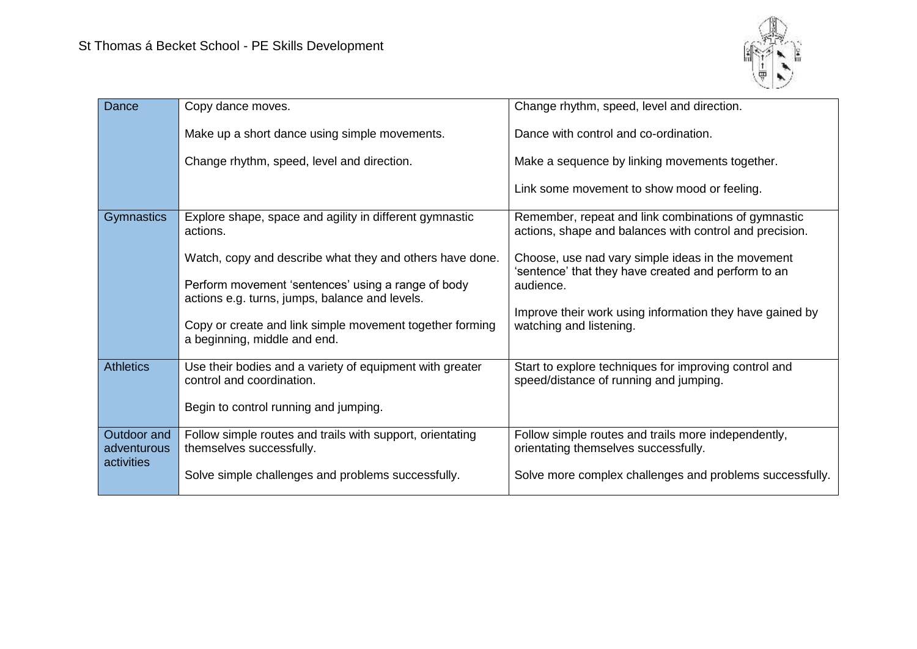| | | |
|---|---|---|
| Dance | Copy dance moves.<br><br>Make up a short dance using simple movements.<br><br>Change rhythm, speed, level and direction. | Change rhythm, speed, level and direction.<br><br>Dance with control and co-ordination.<br><br>Make a sequence by linking movements together.<br><br>Link some movement to show mood or feeling. |
| Gymnastics | Explore shape, space and agility in different gymnastic actions.<br><br>Watch, copy and describe what they and others have done.<br><br>Perform movement 'sentences' using a range of body actions e.g. turns, jumps, balance and levels.<br><br>Copy or create and link simple movement together forming a beginning, middle and end. | Remember, repeat and link combinations of gymnastic actions, shape and balances with control and precision.<br><br>Choose, use nad vary simple ideas in the movement 'sentence' that they have created and perform to an audience.<br><br>Improve their work using information they have gained by watching and listening. |
| Athletics | Use their bodies and a variety of equipment with greater control and coordination.<br><br>Begin to control running and jumping. | Start to explore techniques for improving control and speed/distance of running and jumping. |
| Outdoor and adventurous activities | Follow simple routes and trails with support, orientating themselves successfully.<br><br>Solve simple challenges and problems successfully. | Follow simple routes and trails more independently, orientating themselves successfully.<br><br>Solve more complex challenges and problems successfully. |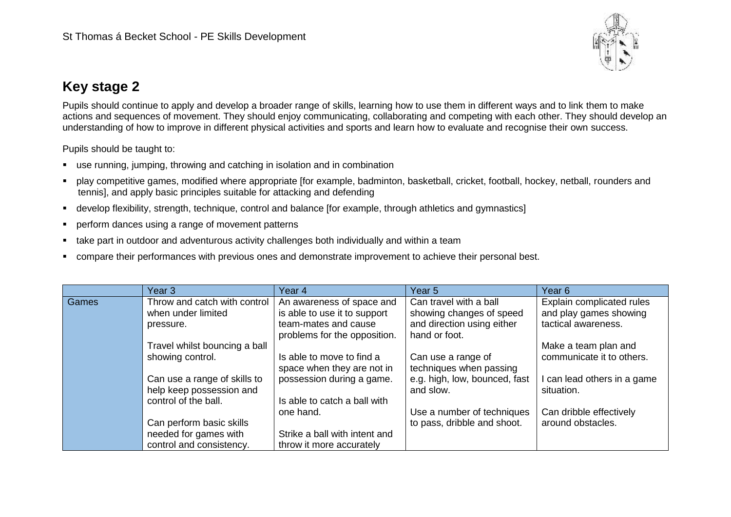St Thomas á Becket School - PE Skills Development

## Key stage 2

Pupils should continue to apply and develop a broader range of skills, learning how to use them in different ways and to link them to make actions and sequences of movement. They should enjoy communicating, collaborating and competing with each other. They should develop an understanding of how to improve in different physical activities and sports and learn how to evaluate and recognise their own success.

Pupils should be taught to:

- use running, jumping, throwing and catching in isolation and in combination
- play competitive games, modified where appropriate [for example, badminton, basketball, cricket, football, hockey, netball, rounders and tennis], and apply basic principles suitable for attacking and defending
- develop flexibility, strength, technique, control and balance [for example, through athletics and gymnastics]
- perform dances using a range of movement patterns
- take part in outdoor and adventurous activity challenges both individually and within a team
- compare their performances with previous ones and demonstrate improvement to achieve their personal best.

| | Year 3 | Year 4 | Year 5 | Year 6 |
|---|---|---|---|---|
| Games | Throw and catch with control when under limited pressure.<br><br>Travel whilst bouncing a ball showing control.<br><br>Can use a range of skills to help keep possession and control of the ball.<br><br>Can perform basic skills needed for games with control and consistency. | An awareness of space and is able to use it to support team-mates and cause problems for the opposition.<br><br>Is able to move to find a space when they are not in possession during a game.<br><br>Is able to catch a ball with one hand.<br><br>Strike a ball with intent and throw it more accurately | Can travel with a ball showing changes of speed and direction using either hand or foot.<br><br>Can use a range of techniques when passing e.g. high, low, bounced, fast and slow.<br><br>Use a number of techniques to pass, dribble and shoot. | Explain complicated rules and play games showing tactical awareness.<br><br>Make a team plan and communicate it to others.<br><br>I can lead others in a game situation.<br><br>Can dribble effectively around obstacles. |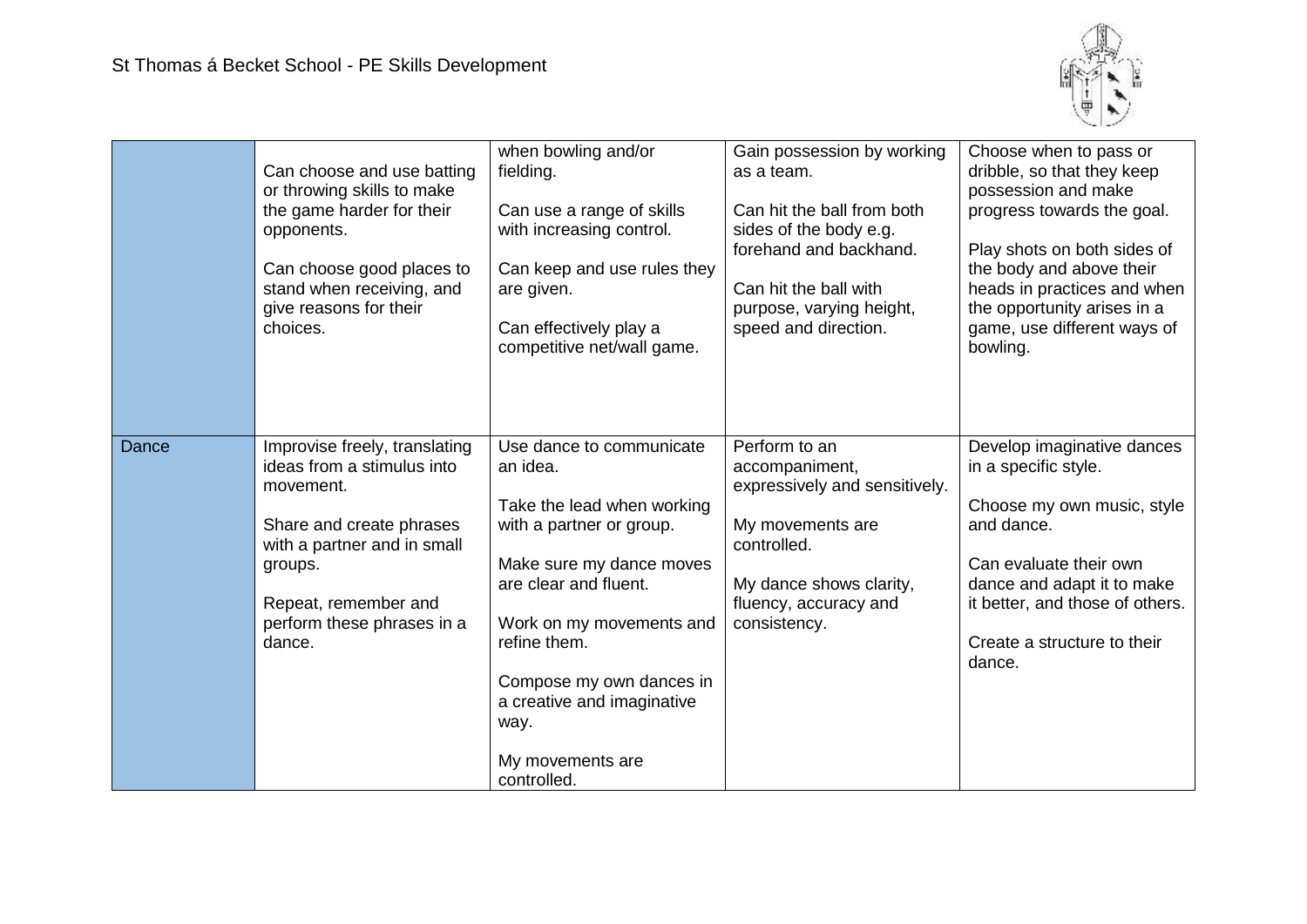|  |  |  |  |  |
|---|---|---|---|---|
|  | Can choose and use batting or throwing skills to make the game harder for their opponents.<br><br>Can choose good places to stand when receiving, and give reasons for their choices. | when bowling and/or fielding.<br><br>Can use a range of skills with increasing control.<br><br>Can keep and use rules they are given.<br><br>Can effectively play a competitive net/wall game. | Gain possession by working as a team.<br><br>Can hit the ball from both sides of the body e.g. forehand and backhand.<br><br>Can hit the ball with purpose, varying height, speed and direction. | Choose when to pass or dribble, so that they keep possession and make progress towards the goal.<br><br>Play shots on both sides of the body and above their heads in practices and when the opportunity arises in a game, use different ways of bowling. |
| Dance | Improvise freely, translating ideas from a stimulus into movement.<br><br>Share and create phrases with a partner and in small groups.<br><br>Repeat, remember and perform these phrases in a dance. | Use dance to communicate an idea.<br><br>Take the lead when working with a partner or group.<br><br>Make sure my dance moves are clear and fluent.<br><br>Work on my movements and refine them.<br><br>Compose my own dances in a creative and imaginative way.<br><br>My movements are controlled. | Perform to an accompaniment, expressively and sensitively.<br><br>My movements are controlled.<br><br>My dance shows clarity, fluency, accuracy and consistency. | Develop imaginative dances in a specific style.<br><br>Choose my own music, style and dance.<br><br>Can evaluate their own dance and adapt it to make it better, and those of others.<br><br>Create a structure to their dance. |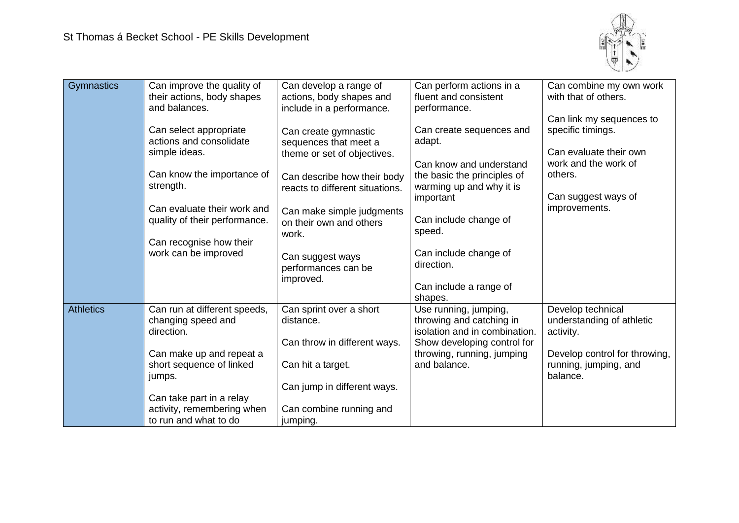| | | | | |
|---|---|---|---|---|
| Gymnastics | Can improve the quality of their actions, body shapes and balances.<br><br>Can select appropriate actions and consolidate simple ideas.<br><br>Can know the importance of strength.<br><br>Can evaluate their work and quality of their performance.<br><br>Can recognise how their work can be improved | Can develop a range of actions, body shapes and include in a performance.<br><br>Can create gymnastic sequences that meet a theme or set of objectives.<br><br>Can describe how their body reacts to different situations.<br><br>Can make simple judgments on their own and others work.<br><br>Can suggest ways performances can be improved. | Can perform actions in a fluent and consistent performance.<br><br>Can create sequences and adapt.<br><br>Can know and understand the basic the principles of warming up and why it is important<br><br>Can include change of speed.<br><br>Can include change of direction.<br><br>Can include a range of shapes. | Can combine my own work with that of others.<br><br>Can link my sequences to specific timings.<br><br>Can evaluate their own work and the work of others.<br><br>Can suggest ways of improvements. |
| Athletics | Can run at different speeds, changing speed and direction.<br><br>Can make up and repeat a short sequence of linked jumps.<br><br>Can take part in a relay activity, remembering when to run and what to do | Can sprint over a short distance.<br><br>Can throw in different ways.<br><br>Can hit a target.<br><br>Can jump in different ways.<br><br>Can combine running and jumping. | Use running, jumping, throwing and catching in isolation and in combination. Show developing control for throwing, running, jumping and balance. | Develop technical understanding of athletic activity.<br><br>Develop control for throwing, running, jumping, and balance. |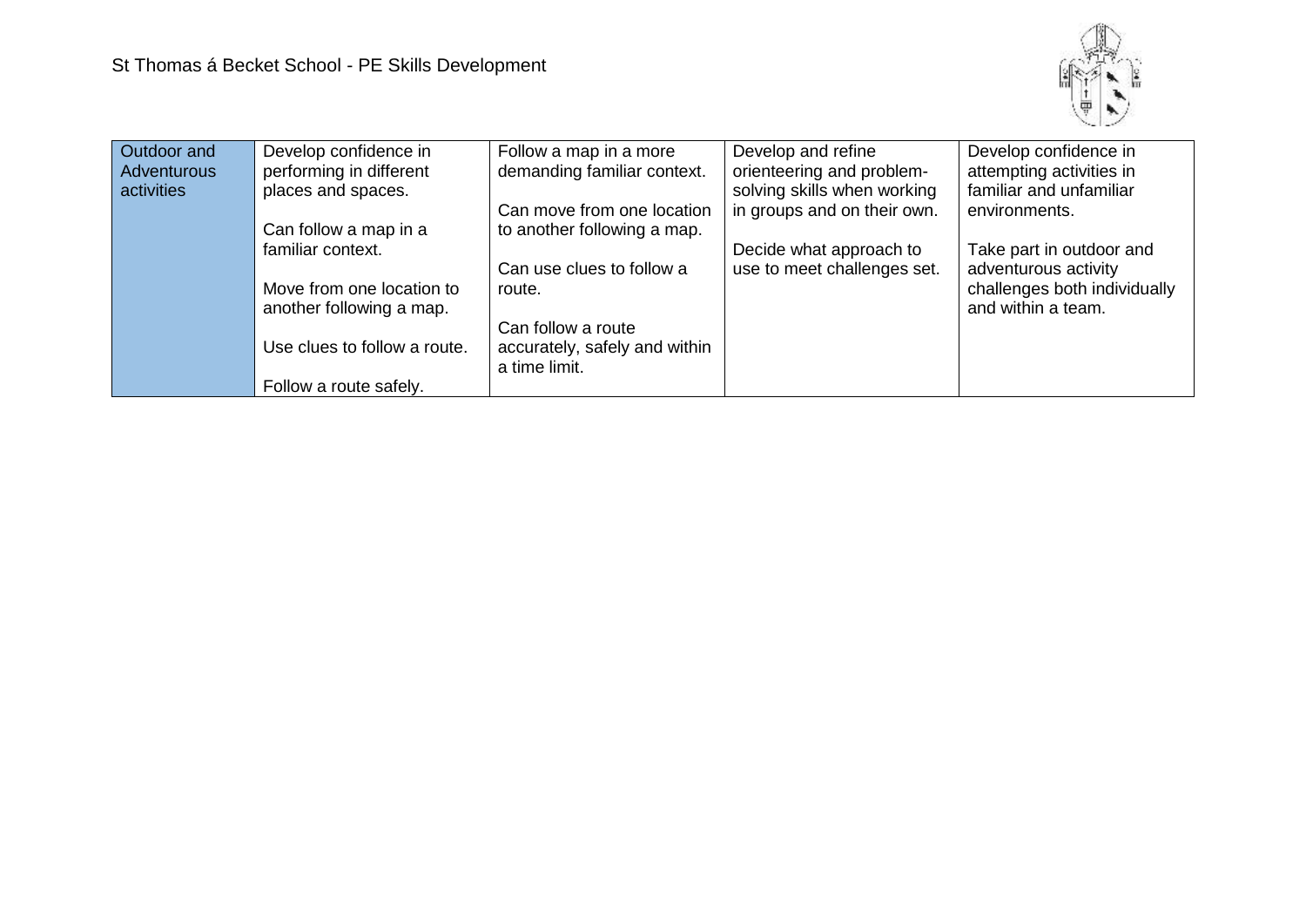| Outdoor and Adventurous activities | Develop confidence in performing in different places and spaces.<br><br>Can follow a map in a familiar context.<br><br>Move from one location to another following a map.<br><br>Use clues to follow a route.<br><br>Follow a route safely. | Follow a map in a more demanding familiar context.<br><br>Can move from one location to another following a map.<br><br>Can use clues to follow a route.<br><br>Can follow a route accurately, safely and within a time limit. | Develop and refine orienteering and problem-solving skills when working in groups and on their own.<br><br>Decide what approach to use to meet challenges set. | Develop confidence in attempting activities in familiar and unfamiliar environments.<br><br>Take part in outdoor and adventurous activity challenges both individually and within a team. |
|---|---|---|---|---|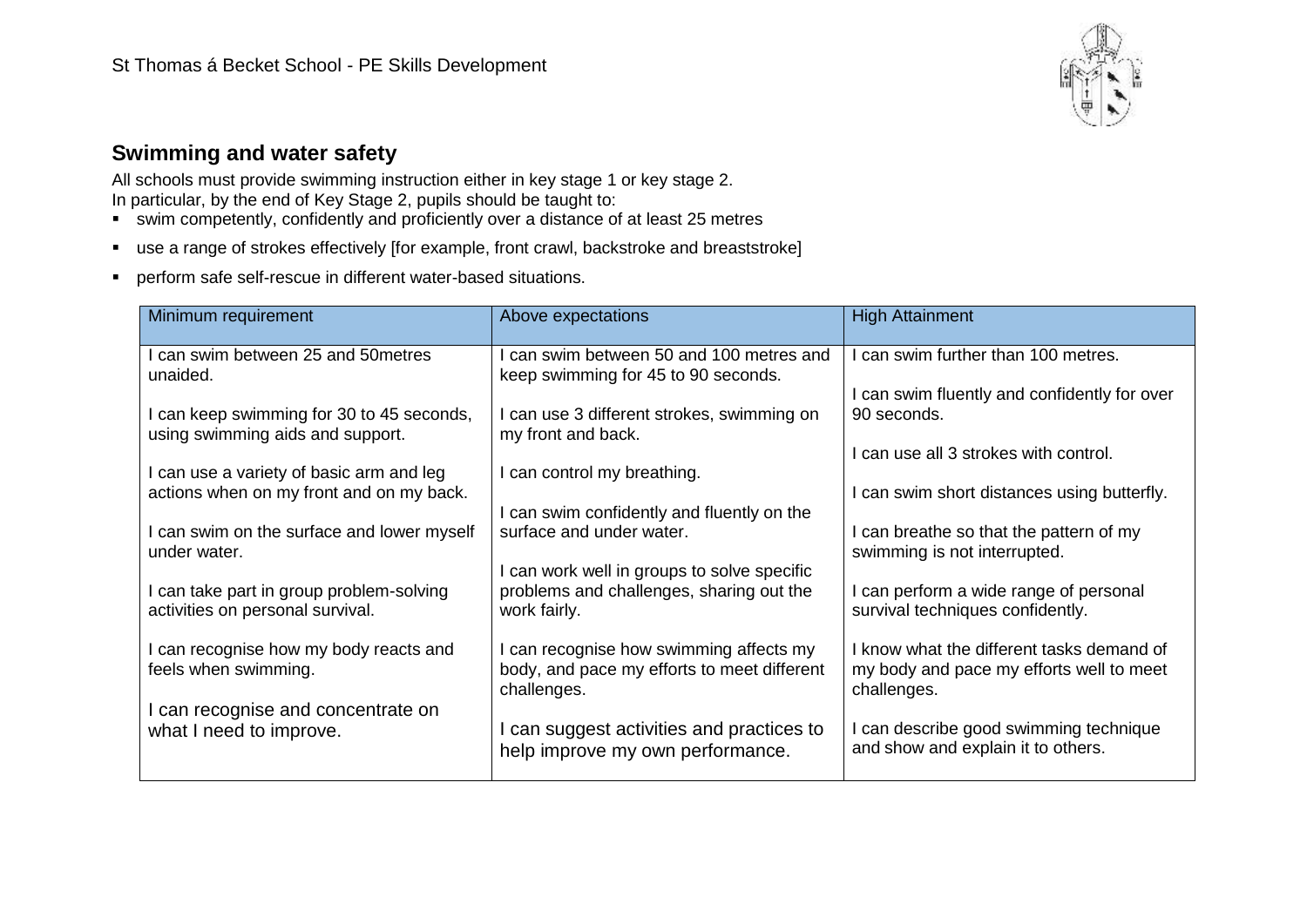## Swimming and water safety

All schools must provide swimming instruction either in key stage 1 or key stage 2.
In particular, by the end of Key Stage 2, pupils should be taught to:

- swim competently, confidently and proficiently over a distance of at least 25 metres
- use a range of strokes effectively [for example, front crawl, backstroke and breaststroke]
- perform safe self-rescue in different water-based situations.

| Minimum requirement | Above expectations | High Attainment |
|---|---|---|
| I can swim between 25 and 50metres unaided.<br><br>I can keep swimming for 30 to 45 seconds, using swimming aids and support.<br><br>I can use a variety of basic arm and leg actions when on my front and on my back.<br><br>I can swim on the surface and lower myself under water.<br><br>I can take part in group problem-solving activities on personal survival.<br><br>I can recognise how my body reacts and feels when swimming.<br><br>I can recognise and concentrate on what I need to improve. | I can swim between 50 and 100 metres and keep swimming for 45 to 90 seconds.<br><br>I can use 3 different strokes, swimming on my front and back.<br><br>I can control my breathing.<br><br>I can swim confidently and fluently on the surface and under water.<br><br>I can work well in groups to solve specific problems and challenges, sharing out the work fairly.<br><br>I can recognise how swimming affects my body, and pace my efforts to meet different challenges.<br><br>I can suggest activities and practices to help improve my own performance. | I can swim further than 100 metres.<br><br>I can swim fluently and confidently for over 90 seconds.<br><br>I can use all 3 strokes with control.<br><br>I can swim short distances using butterfly.<br><br>I can breathe so that the pattern of my swimming is not interrupted.<br><br>I can perform a wide range of personal survival techniques confidently.<br><br>I know what the different tasks demand of my body and pace my efforts well to meet challenges.<br><br>I can describe good swimming technique and show and explain it to others. |